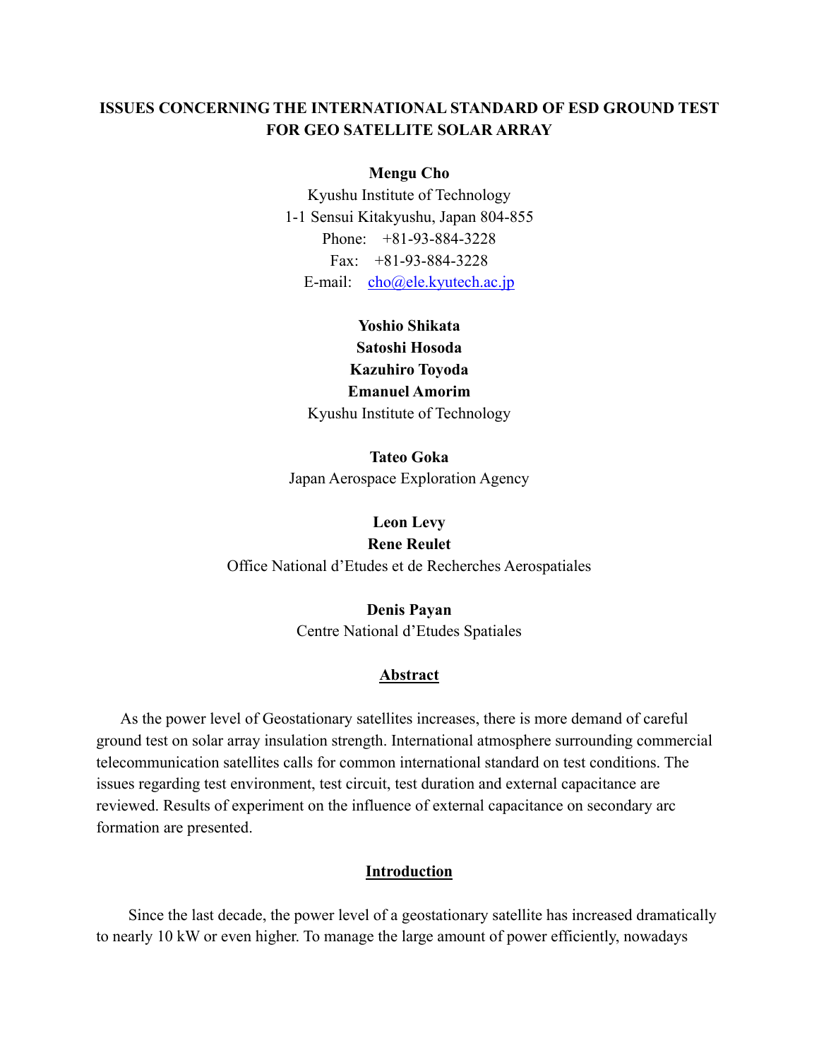# ISSUES CONCERNING THE INTERNATIONAL STANDARD OF ESD GROUND TEST FOR GEO SATELLITE SOLAR ARRAY

**Mengu Cho**
Kyushu Institute of Technology
1-1 Sensui Kitakyushu, Japan 804-855
Phone: +81-93-884-3228
Fax: +81-93-884-3228
E-mail: cho@ele.kyutech.ac.jp

**Yoshio Shikata**
**Satoshi Hosoda**
**Kazuhiro Toyoda**
**Emanuel Amorim**
Kyushu Institute of Technology

**Tateo Goka**
Japan Aerospace Exploration Agency

**Leon Levy**
**Rene Reulet**
Office National d'Etudes et de Recherches Aerospatiales

**Denis Payan**
Centre National d'Etudes Spatiales

## Abstract

As the power level of Geostationary satellites increases, there is more demand of careful ground test on solar array insulation strength. International atmosphere surrounding commercial telecommunication satellites calls for common international standard on test conditions. The issues regarding test environment, test circuit, test duration and external capacitance are reviewed. Results of experiment on the influence of external capacitance on secondary arc formation are presented.

## Introduction

Since the last decade, the power level of a geostationary satellite has increased dramatically to nearly 10 kW or even higher. To manage the large amount of power efficiently, nowadays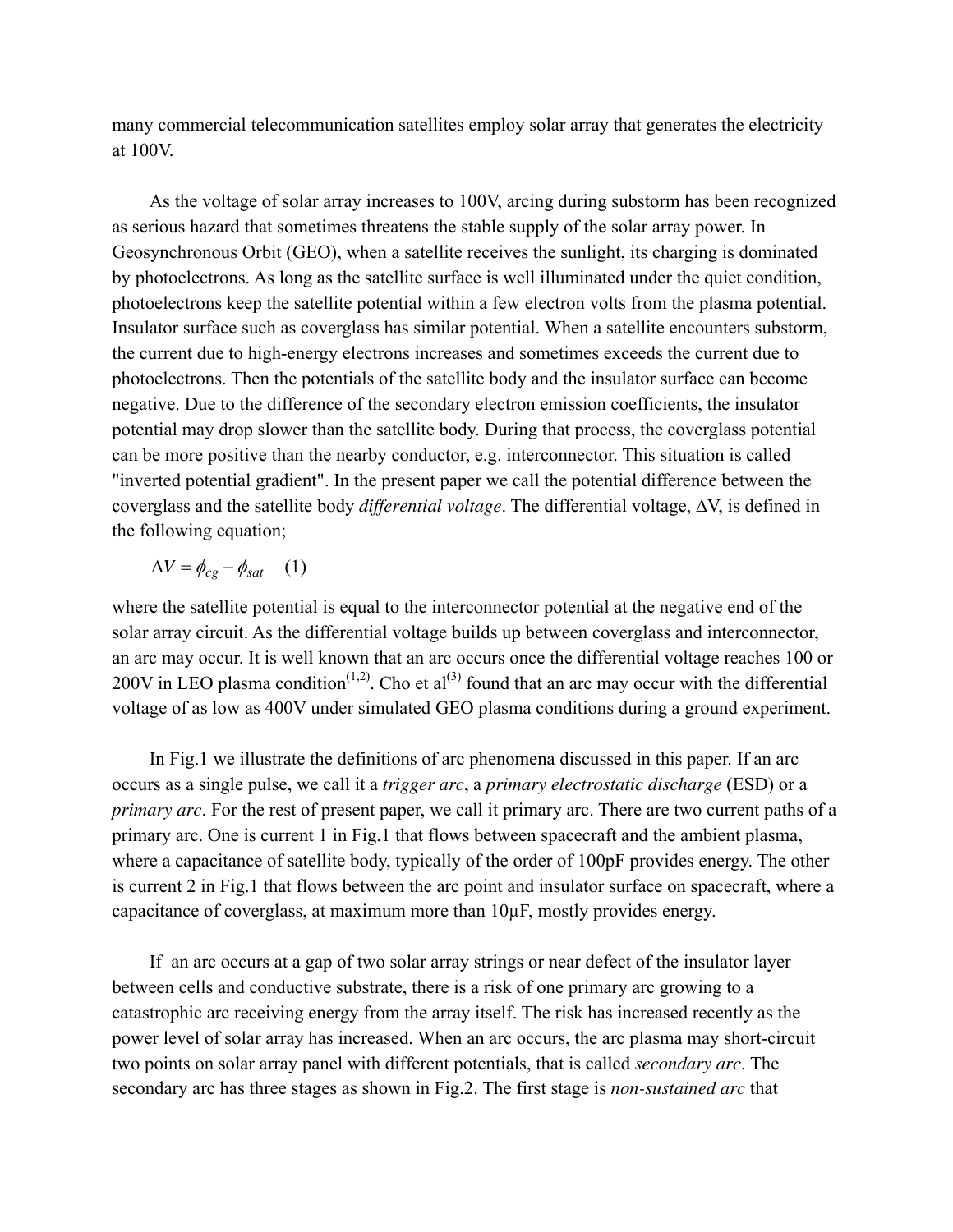many commercial telecommunication satellites employ solar array that generates the electricity at 100V.

As the voltage of solar array increases to 100V, arcing during substorm has been recognized as serious hazard that sometimes threatens the stable supply of the solar array power. In Geosynchronous Orbit (GEO), when a satellite receives the sunlight, its charging is dominated by photoelectrons. As long as the satellite surface is well illuminated under the quiet condition, photoelectrons keep the satellite potential within a few electron volts from the plasma potential. Insulator surface such as coverglass has similar potential. When a satellite encounters substorm, the current due to high-energy electrons increases and sometimes exceeds the current due to photoelectrons. Then the potentials of the satellite body and the insulator surface can become negative. Due to the difference of the secondary electron emission coefficients, the insulator potential may drop slower than the satellite body. During that process, the coverglass potential can be more positive than the nearby conductor, e.g. interconnector. This situation is called "inverted potential gradient". In the present paper we call the potential difference between the coverglass and the satellite body *differential voltage*. The differential voltage, $\Delta V$, is defined in the following equation;

$$\Delta V = \phi_{cg} - \phi_{sat} \quad (1)$$

where the satellite potential is equal to the interconnector potential at the negative end of the solar array circuit. As the differential voltage builds up between coverglass and interconnector, an arc may occur. It is well known that an arc occurs once the differential voltage reaches 100 or 200V in LEO plasma condition[1,2]. Cho et al[3] found that an arc may occur with the differential voltage of as low as 400V under simulated GEO plasma conditions during a ground experiment.

In Fig.1 we illustrate the definitions of arc phenomena discussed in this paper. If an arc occurs as a single pulse, we call it a *trigger arc*, a *primary electrostatic discharge* (ESD) or a *primary arc*. For the rest of present paper, we call it primary arc. There are two current paths of a primary arc. One is current 1 in Fig.1 that flows between spacecraft and the ambient plasma, where a capacitance of satellite body, typically of the order of 100pF provides energy. The other is current 2 in Fig.1 that flows between the arc point and insulator surface on spacecraft, where a capacitance of coverglass, at maximum more than 10μF, mostly provides energy.

If an arc occurs at a gap of two solar array strings or near defect of the insulator layer between cells and conductive substrate, there is a risk of one primary arc growing to a catastrophic arc receiving energy from the array itself. The risk has increased recently as the power level of solar array has increased. When an arc occurs, the arc plasma may short-circuit two points on solar array panel with different potentials, that is called *secondary arc*. The secondary arc has three stages as shown in Fig.2. The first stage is *non-sustained arc* that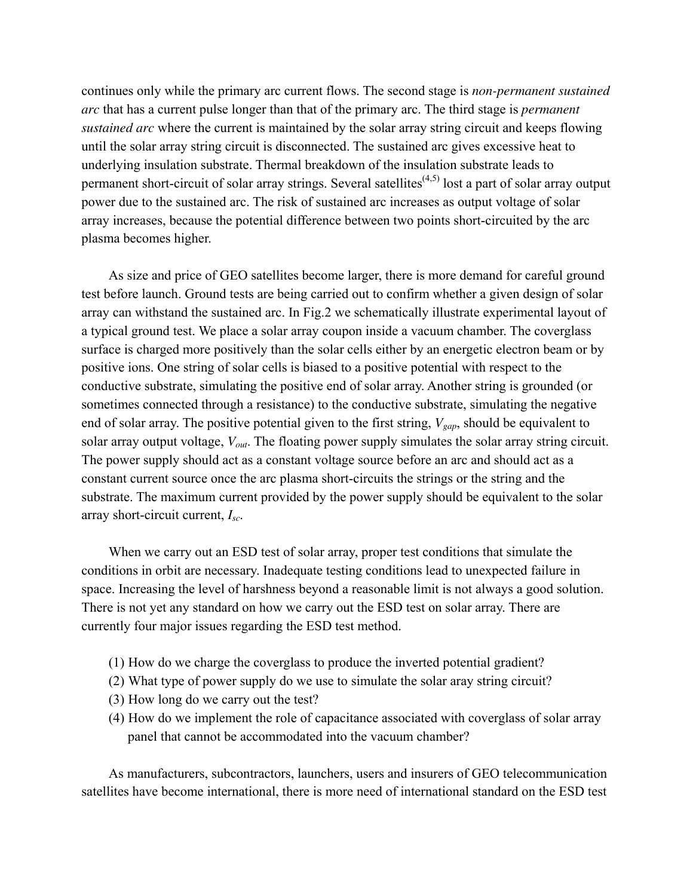continues only while the primary arc current flows. The second stage is *non-permanent sustained arc* that has a current pulse longer than that of the primary arc. The third stage is *permanent sustained arc* where the current is maintained by the solar array string circuit and keeps flowing until the solar array string circuit is disconnected. The sustained arc gives excessive heat to underlying insulation substrate. Thermal breakdown of the insulation substrate leads to permanent short-circuit of solar array strings. Several satellites[4,5] lost a part of solar array output power due to the sustained arc. The risk of sustained arc increases as output voltage of solar array increases, because the potential difference between two points short-circuited by the arc plasma becomes higher.

As size and price of GEO satellites become larger, there is more demand for careful ground test before launch. Ground tests are being carried out to confirm whether a given design of solar array can withstand the sustained arc. In Fig.2 we schematically illustrate experimental layout of a typical ground test. We place a solar array coupon inside a vacuum chamber. The coverglass surface is charged more positively than the solar cells either by an energetic electron beam or by positive ions. One string of solar cells is biased to a positive potential with respect to the conductive substrate, simulating the positive end of solar array. Another string is grounded (or sometimes connected through a resistance) to the conductive substrate, simulating the negative end of solar array. The positive potential given to the first string, $V_{gap}$, should be equivalent to solar array output voltage, $V_{out}$. The floating power supply simulates the solar array string circuit. The power supply should act as a constant voltage source before an arc and should act as a constant current source once the arc plasma short-circuits the strings or the string and the substrate. The maximum current provided by the power supply should be equivalent to the solar array short-circuit current, $I_{sc}$.

When we carry out an ESD test of solar array, proper test conditions that simulate the conditions in orbit are necessary. Inadequate testing conditions lead to unexpected failure in space. Increasing the level of harshness beyond a reasonable limit is not always a good solution. There is not yet any standard on how we carry out the ESD test on solar array. There are currently four major issues regarding the ESD test method.

(1) How do we charge the coverglass to produce the inverted potential gradient?
(2) What type of power supply do we use to simulate the solar aray string circuit?
(3) How long do we carry out the test?
(4) How do we implement the role of capacitance associated with coverglass of solar array panel that cannot be accommodated into the vacuum chamber?

As manufacturers, subcontractors, launchers, users and insurers of GEO telecommunication satellites have become international, there is more need of international standard on the ESD test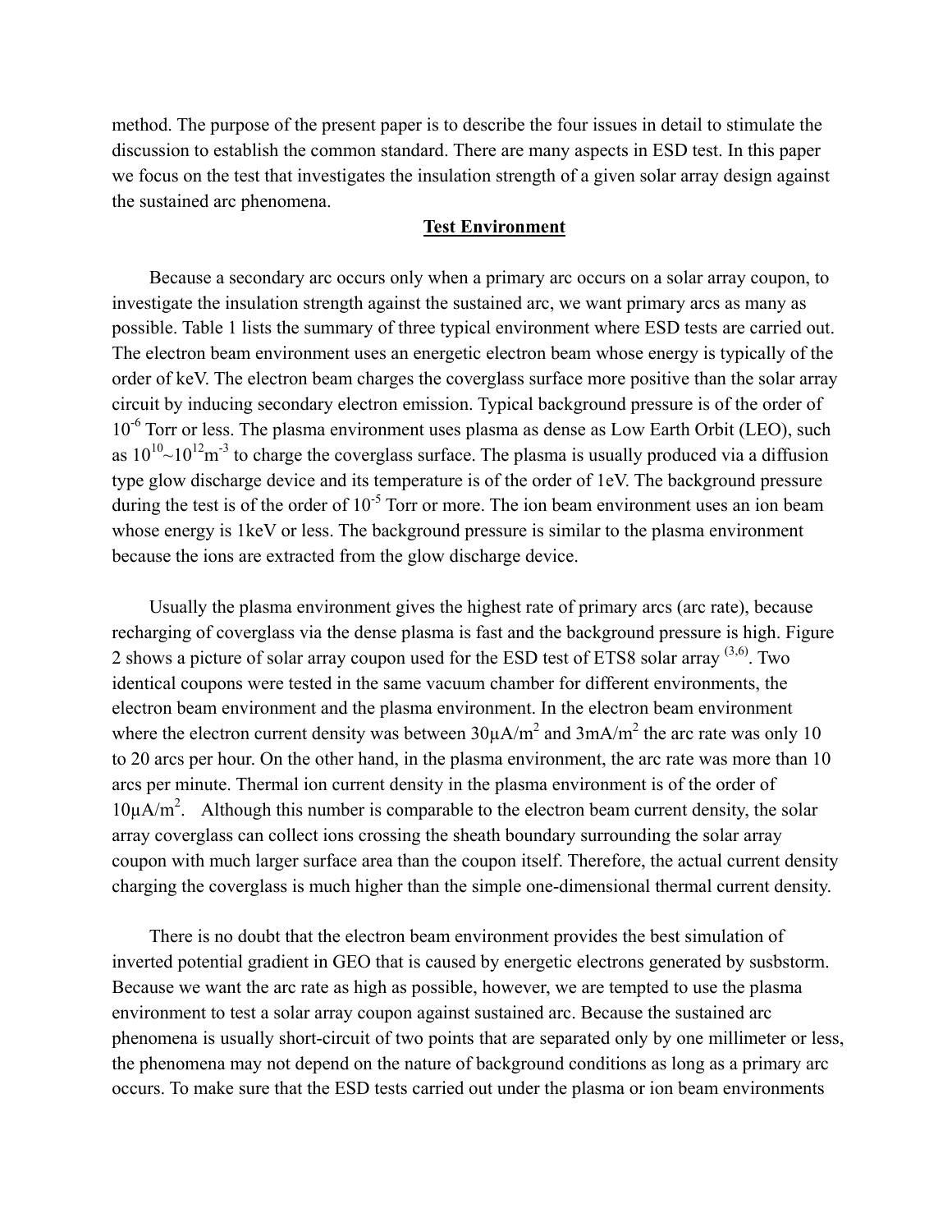method. The purpose of the present paper is to describe the four issues in detail to stimulate the discussion to establish the common standard. There are many aspects in ESD test. In this paper we focus on the test that investigates the insulation strength of a given solar array design against the sustained arc phenomena.

## Test Environment

Because a secondary arc occurs only when a primary arc occurs on a solar array coupon, to investigate the insulation strength against the sustained arc, we want primary arcs as many as possible. Table 1 lists the summary of three typical environment where ESD tests are carried out. The electron beam environment uses an energetic electron beam whose energy is typically of the order of keV. The electron beam charges the coverglass surface more positive than the solar array circuit by inducing secondary electron emission. Typical background pressure is of the order of $10^{-6}$ Torr or less. The plasma environment uses plasma as dense as Low Earth Orbit (LEO), such as $10^{10}$~$10^{12}$m$^{-3}$ to charge the coverglass surface. The plasma is usually produced via a diffusion type glow discharge device and its temperature is of the order of 1eV. The background pressure during the test is of the order of $10^{-5}$ Torr or more. The ion beam environment uses an ion beam whose energy is 1keV or less. The background pressure is similar to the plasma environment because the ions are extracted from the glow discharge device.

Usually the plasma environment gives the highest rate of primary arcs (arc rate), because recharging of coverglass via the dense plasma is fast and the background pressure is high. Figure 2 shows a picture of solar array coupon used for the ESD test of ETS8 solar array [3,6]. Two identical coupons were tested in the same vacuum chamber for different environments, the electron beam environment and the plasma environment. In the electron beam environment where the electron current density was between 30μA/m$^2$ and 3mA/m$^2$ the arc rate was only 10 to 20 arcs per hour. On the other hand, in the plasma environment, the arc rate was more than 10 arcs per minute. Thermal ion current density in the plasma environment is of the order of 10μA/m$^2$. Although this number is comparable to the electron beam current density, the solar array coverglass can collect ions crossing the sheath boundary surrounding the solar array coupon with much larger surface area than the coupon itself. Therefore, the actual current density charging the coverglass is much higher than the simple one-dimensional thermal current density.

There is no doubt that the electron beam environment provides the best simulation of inverted potential gradient in GEO that is caused by energetic electrons generated by susbstorm. Because we want the arc rate as high as possible, however, we are tempted to use the plasma environment to test a solar array coupon against sustained arc. Because the sustained arc phenomena is usually short-circuit of two points that are separated only by one millimeter or less, the phenomena may not depend on the nature of background conditions as long as a primary arc occurs. To make sure that the ESD tests carried out under the plasma or ion beam environments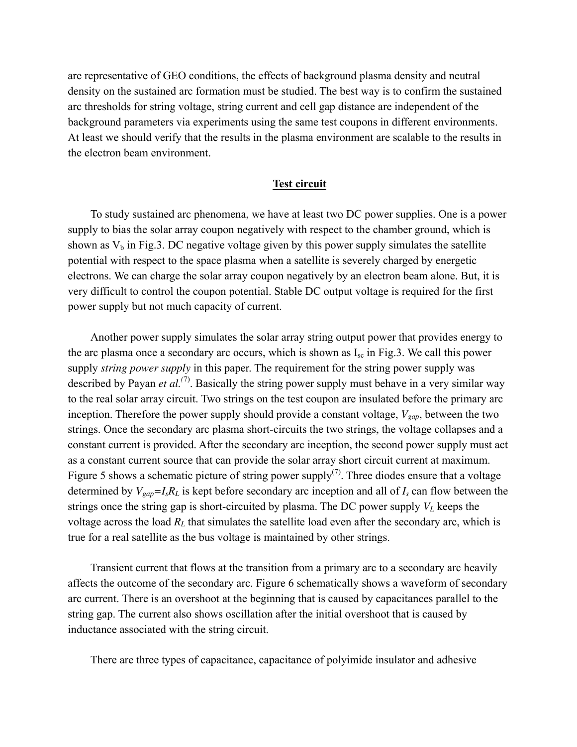are representative of GEO conditions, the effects of background plasma density and neutral density on the sustained arc formation must be studied. The best way is to confirm the sustained arc thresholds for string voltage, string current and cell gap distance are independent of the background parameters via experiments using the same test coupons in different environments. At least we should verify that the results in the plasma environment are scalable to the results in the electron beam environment.

## Test circuit

To study sustained arc phenomena, we have at least two DC power supplies. One is a power supply to bias the solar array coupon negatively with respect to the chamber ground, which is shown as $V_b$ in Fig.3. DC negative voltage given by this power supply simulates the satellite potential with respect to the space plasma when a satellite is severely charged by energetic electrons. We can charge the solar array coupon negatively by an electron beam alone. But, it is very difficult to control the coupon potential. Stable DC output voltage is required for the first power supply but not much capacity of current.

Another power supply simulates the solar array string output power that provides energy to the arc plasma once a secondary arc occurs, which is shown as $I_{sc}$ in Fig.3. We call this power supply *string power supply* in this paper. The requirement for the string power supply was described by Payan *et al.*[7]. Basically the string power supply must behave in a very similar way to the real solar array circuit. Two strings on the test coupon are insulated before the primary arc inception. Therefore the power supply should provide a constant voltage, $V_{gap}$, between the two strings. Once the secondary arc plasma short-circuits the two strings, the voltage collapses and a constant current is provided. After the secondary arc inception, the second power supply must act as a constant current source that can provide the solar array short circuit current at maximum. Figure 5 shows a schematic picture of string power supply[7]. Three diodes ensure that a voltage determined by $V_{gap}=I_sR_L$ is kept before secondary arc inception and all of $I_s$ can flow between the strings once the string gap is short-circuited by plasma. The DC power supply $V_L$ keeps the voltage across the load $R_L$ that simulates the satellite load even after the secondary arc, which is true for a real satellite as the bus voltage is maintained by other strings.

Transient current that flows at the transition from a primary arc to a secondary arc heavily affects the outcome of the secondary arc. Figure 6 schematically shows a waveform of secondary arc current. There is an overshoot at the beginning that is caused by capacitances parallel to the string gap. The current also shows oscillation after the initial overshoot that is caused by inductance associated with the string circuit.

There are three types of capacitance, capacitance of polyimide insulator and adhesive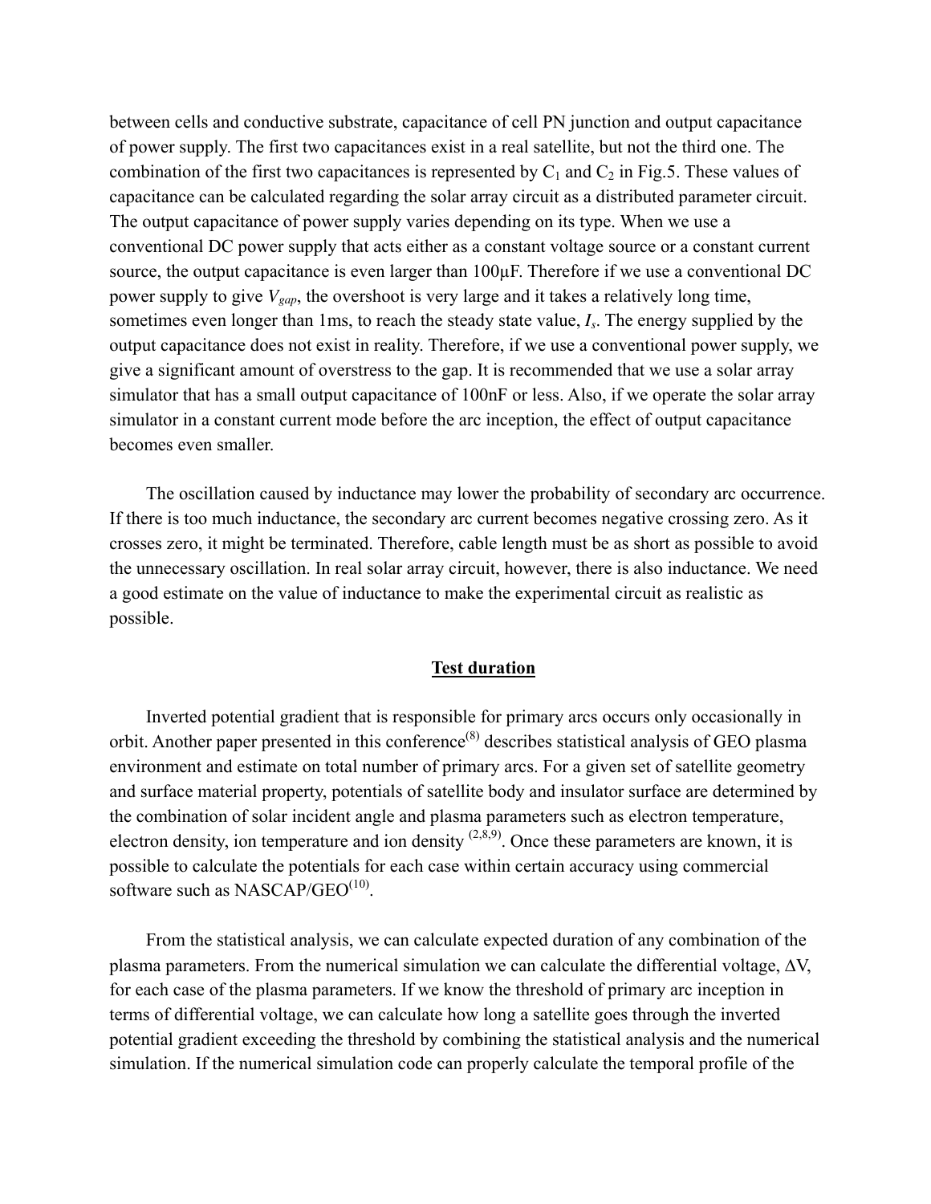between cells and conductive substrate, capacitance of cell PN junction and output capacitance of power supply. The first two capacitances exist in a real satellite, but not the third one. The combination of the first two capacitances is represented by $C_1$ and $C_2$ in Fig.5. These values of capacitance can be calculated regarding the solar array circuit as a distributed parameter circuit. The output capacitance of power supply varies depending on its type. When we use a conventional DC power supply that acts either as a constant voltage source or a constant current source, the output capacitance is even larger than 100μF. Therefore if we use a conventional DC power supply to give $V_{gap}$, the overshoot is very large and it takes a relatively long time, sometimes even longer than 1ms, to reach the steady state value, $I_s$. The energy supplied by the output capacitance does not exist in reality. Therefore, if we use a conventional power supply, we give a significant amount of overstress to the gap. It is recommended that we use a solar array simulator that has a small output capacitance of 100nF or less. Also, if we operate the solar array simulator in a constant current mode before the arc inception, the effect of output capacitance becomes even smaller.

The oscillation caused by inductance may lower the probability of secondary arc occurrence. If there is too much inductance, the secondary arc current becomes negative crossing zero. As it crosses zero, it might be terminated. Therefore, cable length must be as short as possible to avoid the unnecessary oscillation. In real solar array circuit, however, there is also inductance. We need a good estimate on the value of inductance to make the experimental circuit as realistic as possible.

## Test duration

Inverted potential gradient that is responsible for primary arcs occurs only occasionally in orbit. Another paper presented in this conference[8] describes statistical analysis of GEO plasma environment and estimate on total number of primary arcs. For a given set of satellite geometry and surface material property, potentials of satellite body and insulator surface are determined by the combination of solar incident angle and plasma parameters such as electron temperature, electron density, ion temperature and ion density [2,8,9]. Once these parameters are known, it is possible to calculate the potentials for each case within certain accuracy using commercial software such as NASCAP/GEO[10].

From the statistical analysis, we can calculate expected duration of any combination of the plasma parameters. From the numerical simulation we can calculate the differential voltage, $\Delta V$, for each case of the plasma parameters. If we know the threshold of primary arc inception in terms of differential voltage, we can calculate how long a satellite goes through the inverted potential gradient exceeding the threshold by combining the statistical analysis and the numerical simulation. If the numerical simulation code can properly calculate the temporal profile of the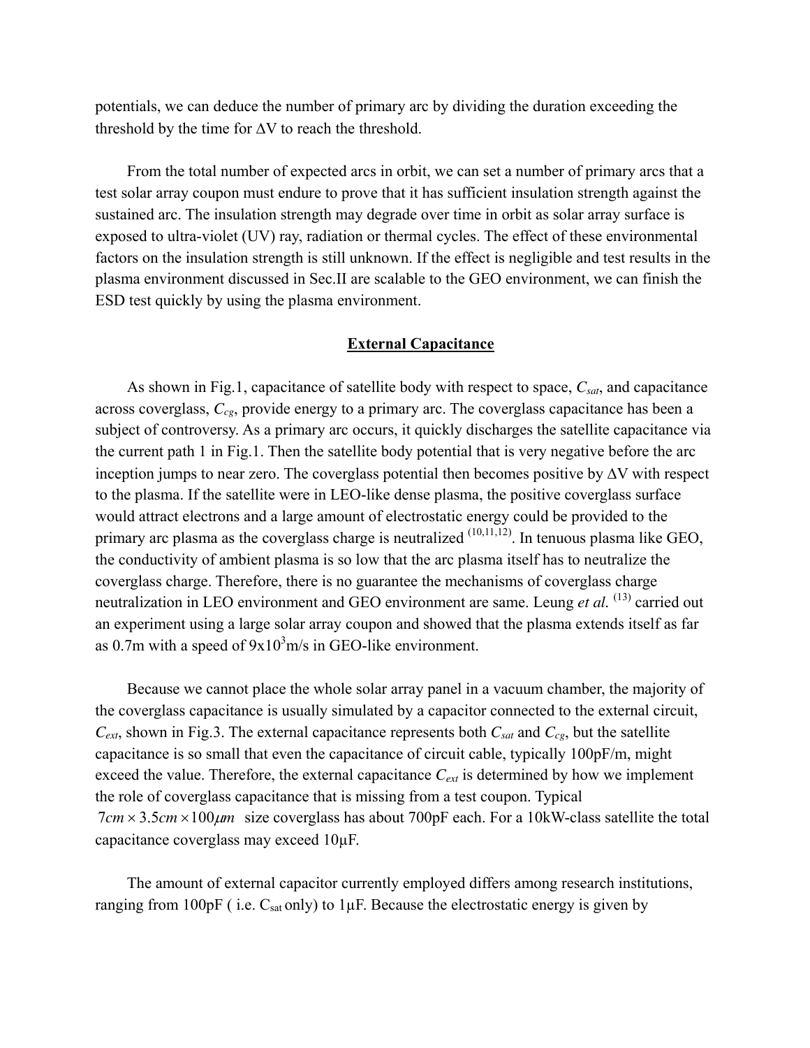potentials, we can deduce the number of primary arc by dividing the duration exceeding the threshold by the time for $\Delta V$ to reach the threshold.

From the total number of expected arcs in orbit, we can set a number of primary arcs that a test solar array coupon must endure to prove that it has sufficient insulation strength against the sustained arc. The insulation strength may degrade over time in orbit as solar array surface is exposed to ultra-violet (UV) ray, radiation or thermal cycles. The effect of these environmental factors on the insulation strength is still unknown. If the effect is negligible and test results in the plasma environment discussed in Sec.II are scalable to the GEO environment, we can finish the ESD test quickly by using the plasma environment.

## External Capacitance

As shown in Fig.1, capacitance of satellite body with respect to space, $C_{sat}$, and capacitance across coverglass, $C_{cg}$, provide energy to a primary arc. The coverglass capacitance has been a subject of controversy. As a primary arc occurs, it quickly discharges the satellite capacitance via the current path 1 in Fig.1. Then the satellite body potential that is very negative before the arc inception jumps to near zero. The coverglass potential then becomes positive by $\Delta V$ with respect to the plasma. If the satellite were in LEO-like dense plasma, the positive coverglass surface would attract electrons and a large amount of electrostatic energy could be provided to the primary arc plasma as the coverglass charge is neutralized [10,11,12]. In tenuous plasma like GEO, the conductivity of ambient plasma is so low that the arc plasma itself has to neutralize the coverglass charge. Therefore, there is no guarantee the mechanisms of coverglass charge neutralization in LEO environment and GEO environment are same. Leung *et al.* [13] carried out an experiment using a large solar array coupon and showed that the plasma extends itself as far as 0.7m with a speed of $9\times10^3$m/s in GEO-like environment.

Because we cannot place the whole solar array panel in a vacuum chamber, the majority of the coverglass capacitance is usually simulated by a capacitor connected to the external circuit, $C_{ext}$, shown in Fig.3. The external capacitance represents both $C_{sat}$ and $C_{cg}$, but the satellite capacitance is so small that even the capacitance of circuit cable, typically 100pF/m, might exceed the value. Therefore, the external capacitance $C_{ext}$ is determined by how we implement the role of coverglass capacitance that is missing from a test coupon. Typical $7cm \times 3.5cm \times 100\mu m$ size coverglass has about 700pF each. For a 10kW-class satellite the total capacitance coverglass may exceed 10μF.

The amount of external capacitor currently employed differs among research institutions, ranging from 100pF ( i.e. $C_{sat}$ only) to 1μF. Because the electrostatic energy is given by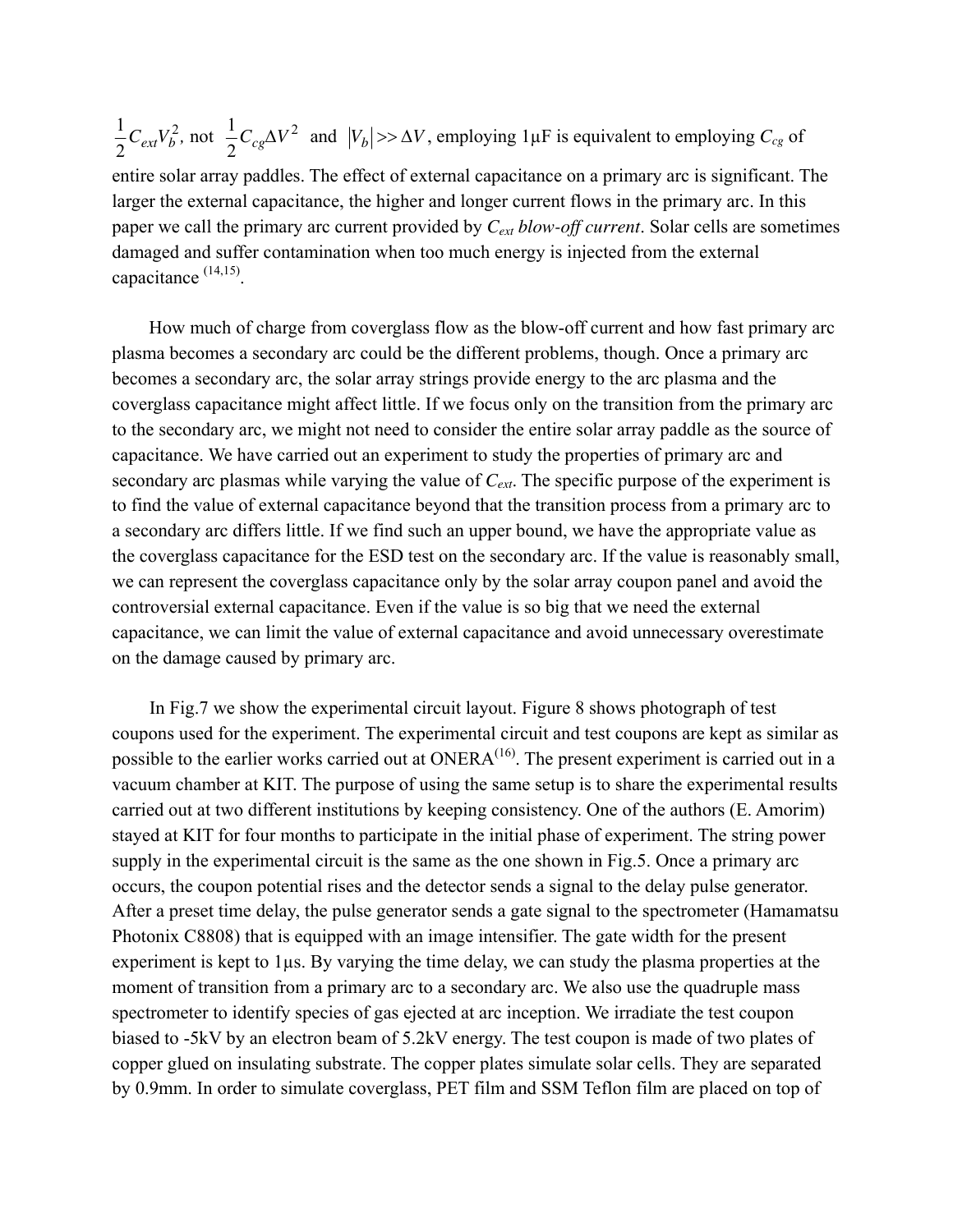$\frac{1}{2}C_{ext}V_b^2$, not $\frac{1}{2}C_{cg}\Delta V^2$ and $|V_b| >> \Delta V$, employing 1μF is equivalent to employing $C_{cg}$ of entire solar array paddles. The effect of external capacitance on a primary arc is significant. The larger the external capacitance, the higher and longer current flows in the primary arc. In this paper we call the primary arc current provided by $C_{ext}$ *blow-off current*. Solar cells are sometimes damaged and suffer contamination when too much energy is injected from the external capacitance [14,15].

How much of charge from coverglass flow as the blow-off current and how fast primary arc plasma becomes a secondary arc could be the different problems, though. Once a primary arc becomes a secondary arc, the solar array strings provide energy to the arc plasma and the coverglass capacitance might affect little. If we focus only on the transition from the primary arc to the secondary arc, we might not need to consider the entire solar array paddle as the source of capacitance. We have carried out an experiment to study the properties of primary arc and secondary arc plasmas while varying the value of $C_{ext}$. The specific purpose of the experiment is to find the value of external capacitance beyond that the transition process from a primary arc to a secondary arc differs little. If we find such an upper bound, we have the appropriate value as the coverglass capacitance for the ESD test on the secondary arc. If the value is reasonably small, we can represent the coverglass capacitance only by the solar array coupon panel and avoid the controversial external capacitance. Even if the value is so big that we need the external capacitance, we can limit the value of external capacitance and avoid unnecessary overestimate on the damage caused by primary arc.

In Fig.7 we show the experimental circuit layout. Figure 8 shows photograph of test coupons used for the experiment. The experimental circuit and test coupons are kept as similar as possible to the earlier works carried out at ONERA[16]. The present experiment is carried out in a vacuum chamber at KIT. The purpose of using the same setup is to share the experimental results carried out at two different institutions by keeping consistency. One of the authors (E. Amorim) stayed at KIT for four months to participate in the initial phase of experiment. The string power supply in the experimental circuit is the same as the one shown in Fig.5. Once a primary arc occurs, the coupon potential rises and the detector sends a signal to the delay pulse generator. After a preset time delay, the pulse generator sends a gate signal to the spectrometer (Hamamatsu Photonix C8808) that is equipped with an image intensifier. The gate width for the present experiment is kept to 1μs. By varying the time delay, we can study the plasma properties at the moment of transition from a primary arc to a secondary arc. We also use the quadruple mass spectrometer to identify species of gas ejected at arc inception. We irradiate the test coupon biased to -5kV by an electron beam of 5.2kV energy. The test coupon is made of two plates of copper glued on insulating substrate. The copper plates simulate solar cells. They are separated by 0.9mm. In order to simulate coverglass, PET film and SSM Teflon film are placed on top of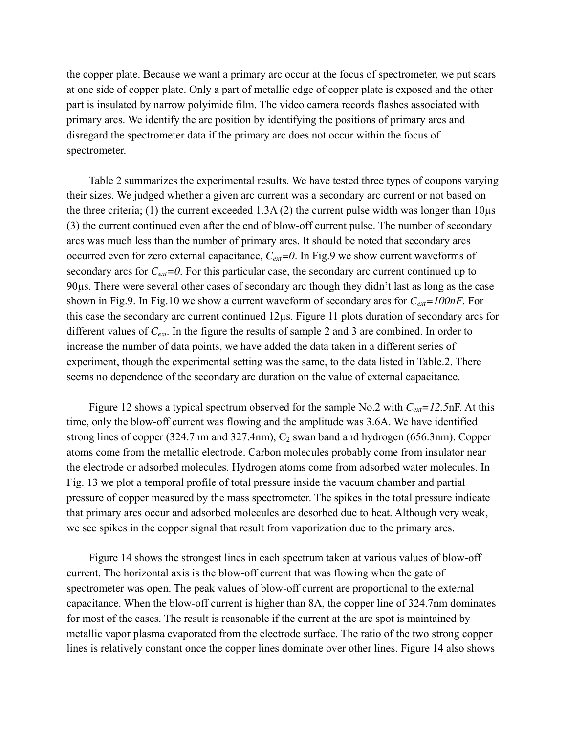the copper plate. Because we want a primary arc occur at the focus of spectrometer, we put scars at one side of copper plate. Only a part of metallic edge of copper plate is exposed and the other part is insulated by narrow polyimide film. The video camera records flashes associated with primary arcs. We identify the arc position by identifying the positions of primary arcs and disregard the spectrometer data if the primary arc does not occur within the focus of spectrometer.

Table 2 summarizes the experimental results. We have tested three types of coupons varying their sizes. We judged whether a given arc current was a secondary arc current or not based on the three criteria; (1) the current exceeded 1.3A (2) the current pulse width was longer than 10μs (3) the current continued even after the end of blow-off current pulse. The number of secondary arcs was much less than the number of primary arcs. It should be noted that secondary arcs occurred even for zero external capacitance, $C_{ext}=0$. In Fig.9 we show current waveforms of secondary arcs for $C_{ext}=0$. For this particular case, the secondary arc current continued up to 90μs. There were several other cases of secondary arc though they didn't last as long as the case shown in Fig.9. In Fig.10 we show a current waveform of secondary arcs for $C_{ext}=100nF$. For this case the secondary arc current continued 12μs. Figure 11 plots duration of secondary arcs for different values of $C_{ext}$. In the figure the results of sample 2 and 3 are combined. In order to increase the number of data points, we have added the data taken in a different series of experiment, though the experimental setting was the same, to the data listed in Table.2. There seems no dependence of the secondary arc duration on the value of external capacitance.

Figure 12 shows a typical spectrum observed for the sample No.2 with $C_{ext}=12.5$nF. At this time, only the blow-off current was flowing and the amplitude was 3.6A. We have identified strong lines of copper (324.7nm and 327.4nm), $C_2$ swan band and hydrogen (656.3nm). Copper atoms come from the metallic electrode. Carbon molecules probably come from insulator near the electrode or adsorbed molecules. Hydrogen atoms come from adsorbed water molecules. In Fig. 13 we plot a temporal profile of total pressure inside the vacuum chamber and partial pressure of copper measured by the mass spectrometer. The spikes in the total pressure indicate that primary arcs occur and adsorbed molecules are desorbed due to heat. Although very weak, we see spikes in the copper signal that result from vaporization due to the primary arcs.

Figure 14 shows the strongest lines in each spectrum taken at various values of blow-off current. The horizontal axis is the blow-off current that was flowing when the gate of spectrometer was open. The peak values of blow-off current are proportional to the external capacitance. When the blow-off current is higher than 8A, the copper line of 324.7nm dominates for most of the cases. The result is reasonable if the current at the arc spot is maintained by metallic vapor plasma evaporated from the electrode surface. The ratio of the two strong copper lines is relatively constant once the copper lines dominate over other lines. Figure 14 also shows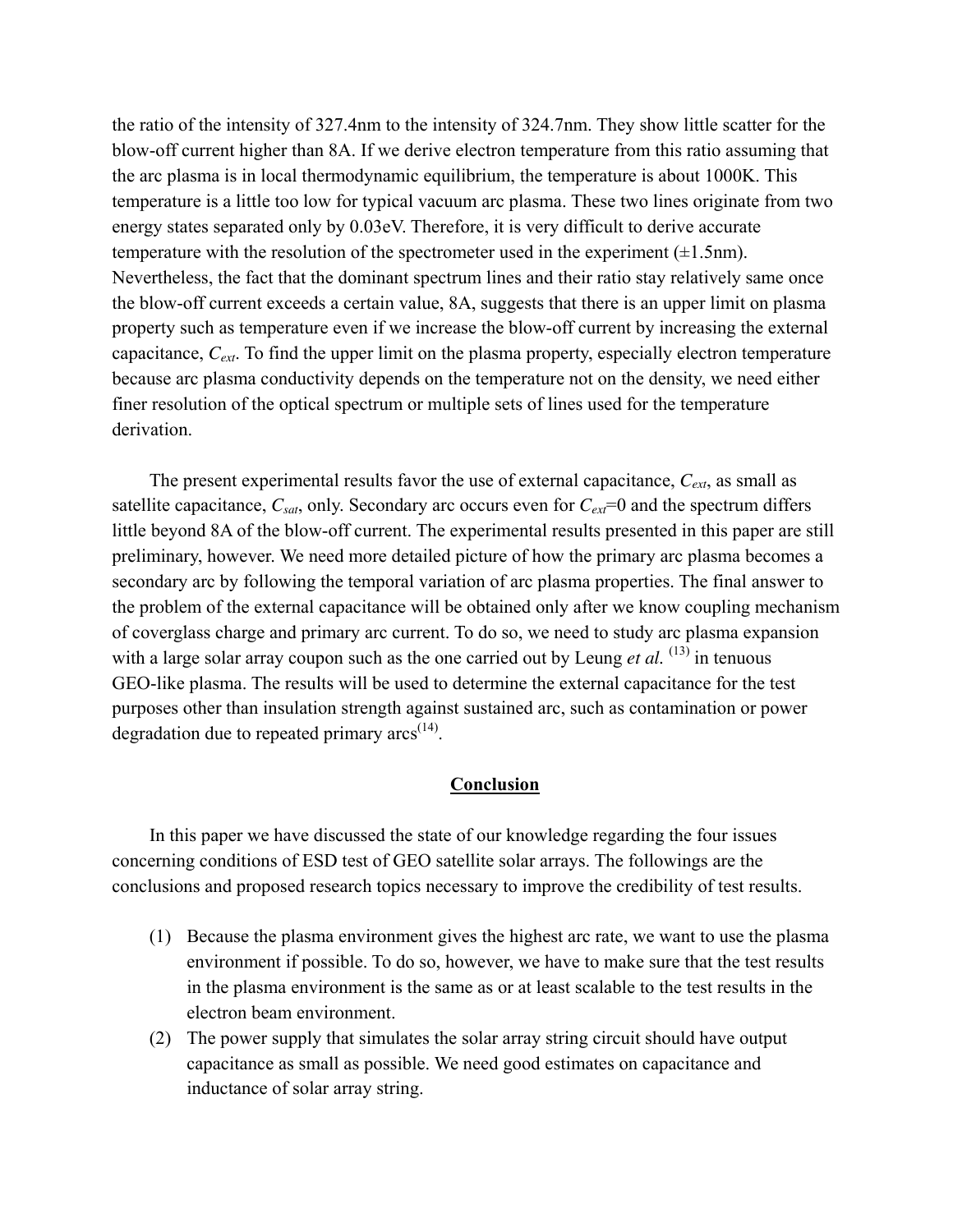the ratio of the intensity of 327.4nm to the intensity of 324.7nm. They show little scatter for the blow-off current higher than 8A. If we derive electron temperature from this ratio assuming that the arc plasma is in local thermodynamic equilibrium, the temperature is about 1000K. This temperature is a little too low for typical vacuum arc plasma. These two lines originate from two energy states separated only by 0.03eV. Therefore, it is very difficult to derive accurate temperature with the resolution of the spectrometer used in the experiment (±1.5nm). Nevertheless, the fact that the dominant spectrum lines and their ratio stay relatively same once the blow-off current exceeds a certain value, 8A, suggests that there is an upper limit on plasma property such as temperature even if we increase the blow-off current by increasing the external capacitance, $C_{ext}$. To find the upper limit on the plasma property, especially electron temperature because arc plasma conductivity depends on the temperature not on the density, we need either finer resolution of the optical spectrum or multiple sets of lines used for the temperature derivation.

The present experimental results favor the use of external capacitance, $C_{ext}$, as small as satellite capacitance, $C_{sat}$, only. Secondary arc occurs even for $C_{ext}=0$ and the spectrum differs little beyond 8A of the blow-off current. The experimental results presented in this paper are still preliminary, however. We need more detailed picture of how the primary arc plasma becomes a secondary arc by following the temporal variation of arc plasma properties. The final answer to the problem of the external capacitance will be obtained only after we know coupling mechanism of coverglass charge and primary arc current. To do so, we need to study arc plasma expansion with a large solar array coupon such as the one carried out by Leung *et al.* [13] in tenuous GEO-like plasma. The results will be used to determine the external capacitance for the test purposes other than insulation strength against sustained arc, such as contamination or power degradation due to repeated primary arcs[14].

## Conclusion

In this paper we have discussed the state of our knowledge regarding the four issues concerning conditions of ESD test of GEO satellite solar arrays. The followings are the conclusions and proposed research topics necessary to improve the credibility of test results.

(1) Because the plasma environment gives the highest arc rate, we want to use the plasma environment if possible. To do so, however, we have to make sure that the test results in the plasma environment is the same as or at least scalable to the test results in the electron beam environment.

(2) The power supply that simulates the solar array string circuit should have output capacitance as small as possible. We need good estimates on capacitance and inductance of solar array string.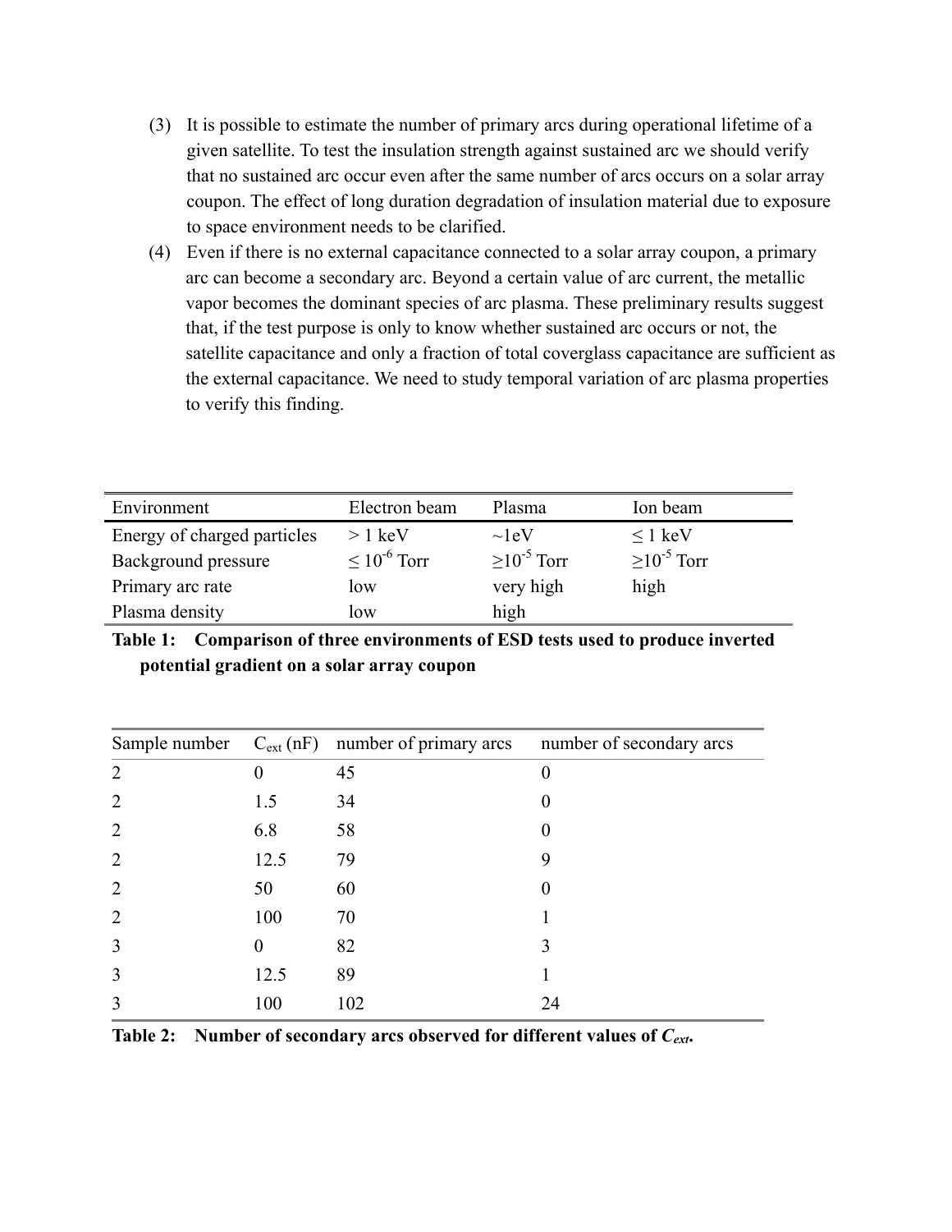(3) It is possible to estimate the number of primary arcs during operational lifetime of a given satellite. To test the insulation strength against sustained arc we should verify that no sustained arc occur even after the same number of arcs occurs on a solar array coupon. The effect of long duration degradation of insulation material due to exposure to space environment needs to be clarified.

(4) Even if there is no external capacitance connected to a solar array coupon, a primary arc can become a secondary arc. Beyond a certain value of arc current, the metallic vapor becomes the dominant species of arc plasma. These preliminary results suggest that, if the test purpose is only to know whether sustained arc occurs or not, the satellite capacitance and only a fraction of total coverglass capacitance are sufficient as the external capacitance. We need to study temporal variation of arc plasma properties to verify this finding.

| Environment | Electron beam | Plasma | Ion beam |
|---|---|---|---|
| Energy of charged particles | > 1 keV | ~1eV | ≤ 1 keV |
| Background pressure | ≤ $10^{-6}$ Torr | ≥$10^{-5}$ Torr | ≥$10^{-5}$ Torr |
| Primary arc rate | low | very high | high |
| Plasma density | low | high | |

**Table 1: Comparison of three environments of ESD tests used to produce inverted potential gradient on a solar array coupon**

| Sample number | $C_{ext}$ (nF) | number of primary arcs | number of secondary arcs |
|---|---|---|---|
| 2 | 0 | 45 | 0 |
| 2 | 1.5 | 34 | 0 |
| 2 | 6.8 | 58 | 0 |
| 2 | 12.5 | 79 | 9 |
| 2 | 50 | 60 | 0 |
| 2 | 100 | 70 | 1 |
| 3 | 0 | 82 | 3 |
| 3 | 12.5 | 89 | 1 |
| 3 | 100 | 102 | 24 |

**Table 2: Number of secondary arcs observed for different values of $C_{ext}$.**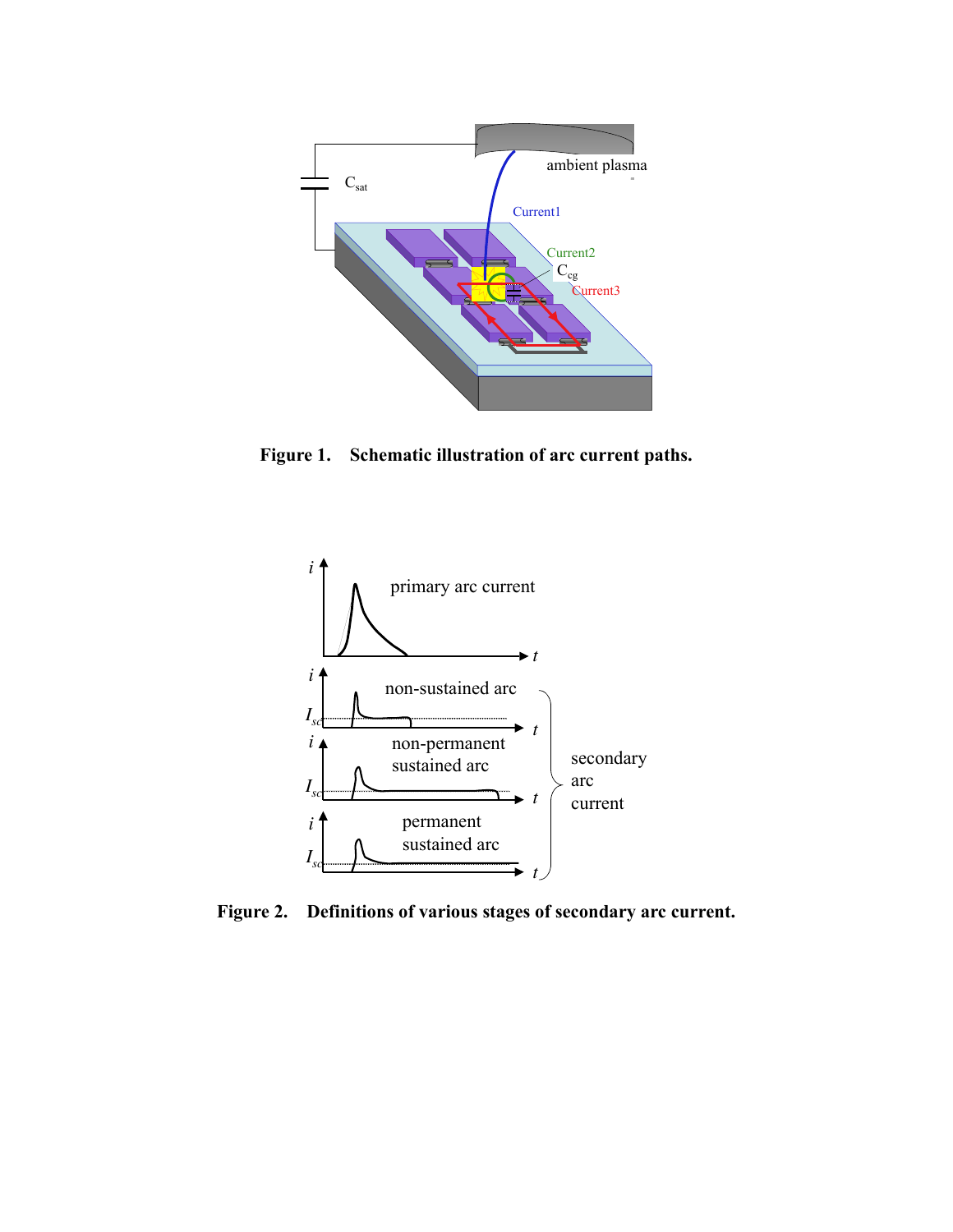**Figure 1. Schematic illustration of arc current paths.**

**Figure 2. Definitions of various stages of secondary arc current.**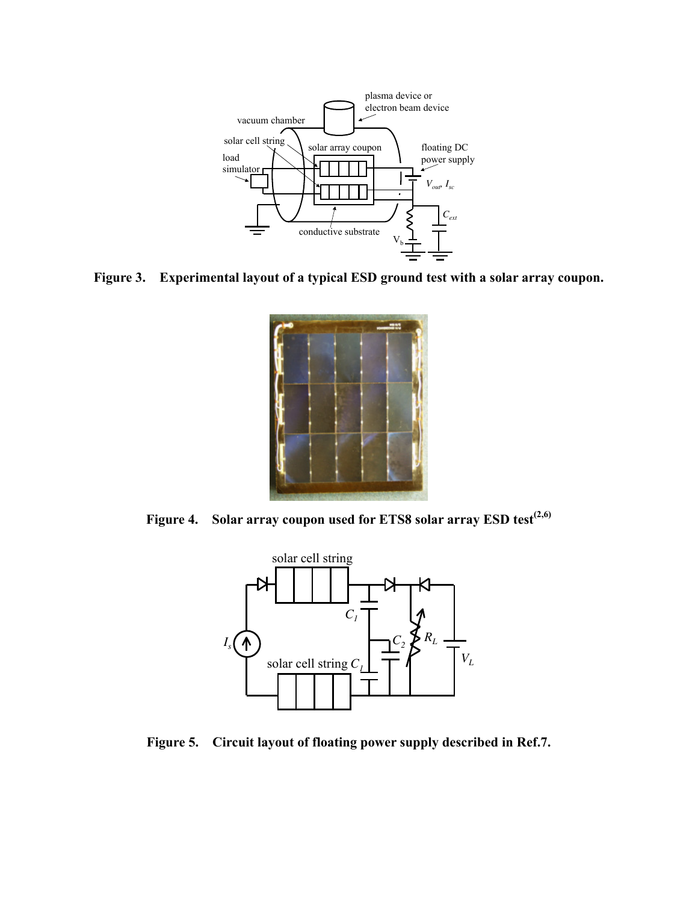**Figure 3. Experimental layout of a typical ESD ground test with a solar array coupon.**

**Figure 4. Solar array coupon used for ETS8 solar array ESD test[2,6]**

**Figure 5. Circuit layout of floating power supply described in Ref.7.**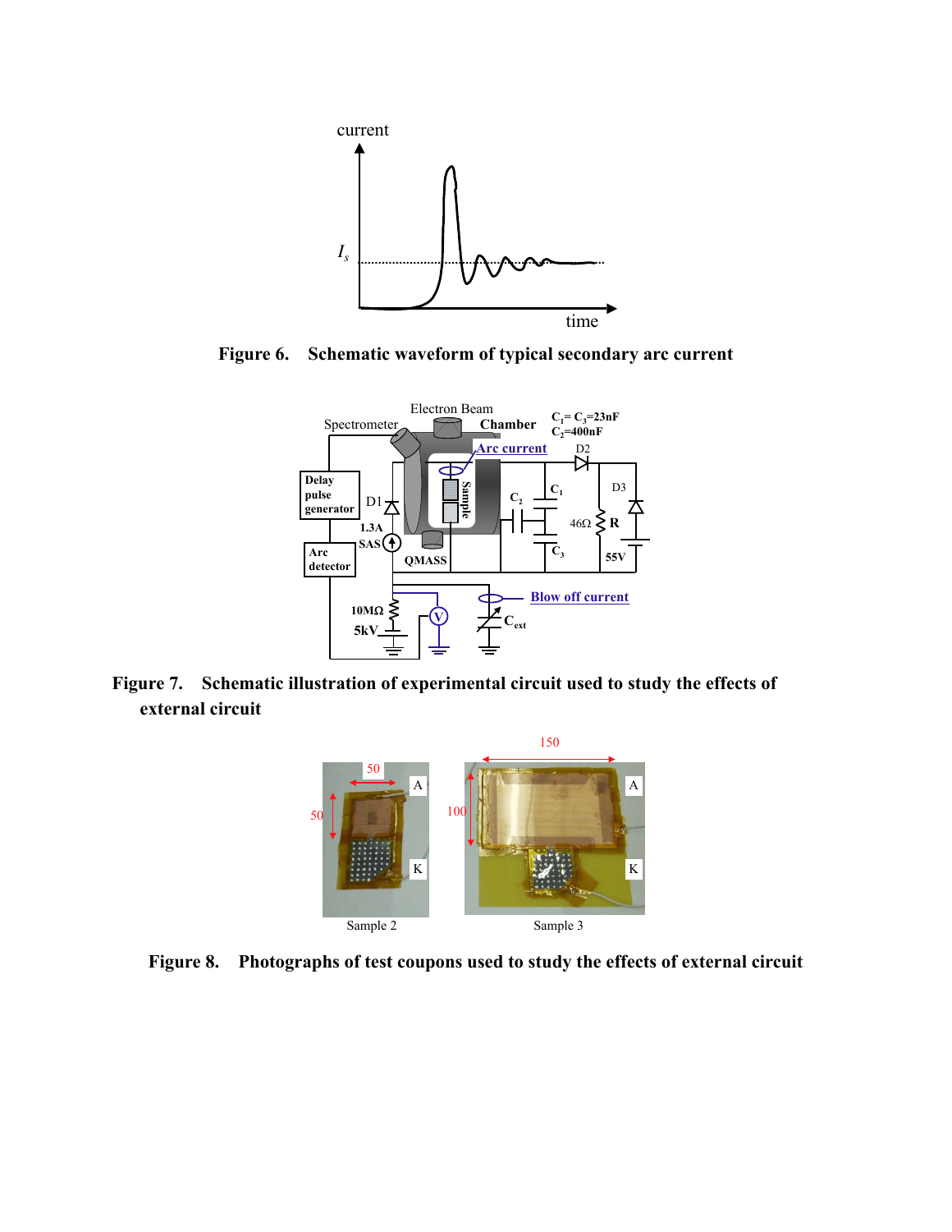**Figure 6. Schematic waveform of typical secondary arc current**

**Figure 7. Schematic illustration of experimental circuit used to study the effects of external circuit**

**Figure 8. Photographs of test coupons used to study the effects of external circuit**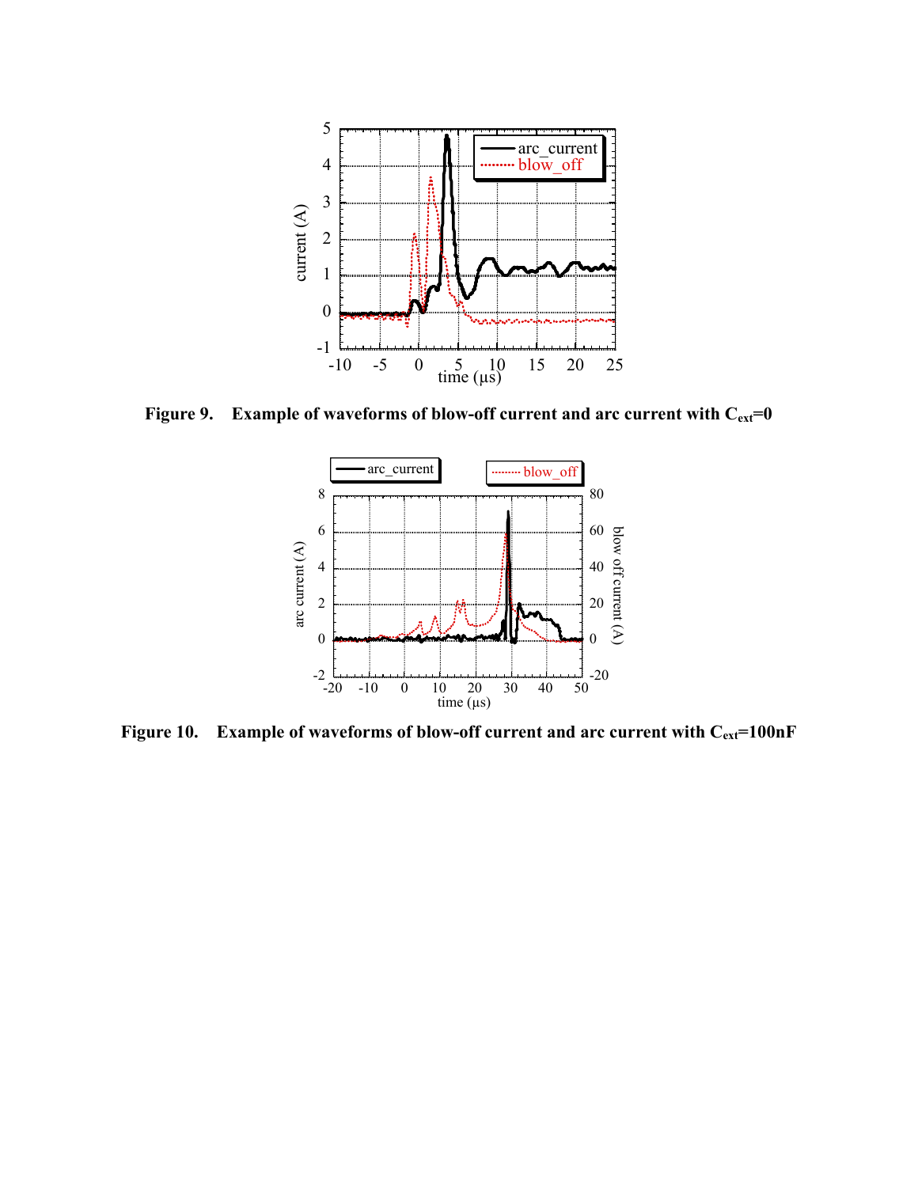**Figure 9. Example of waveforms of blow-off current and arc current with $C_{ext}$=0**

**Figure 10. Example of waveforms of blow-off current and arc current with $C_{ext}$=100nF**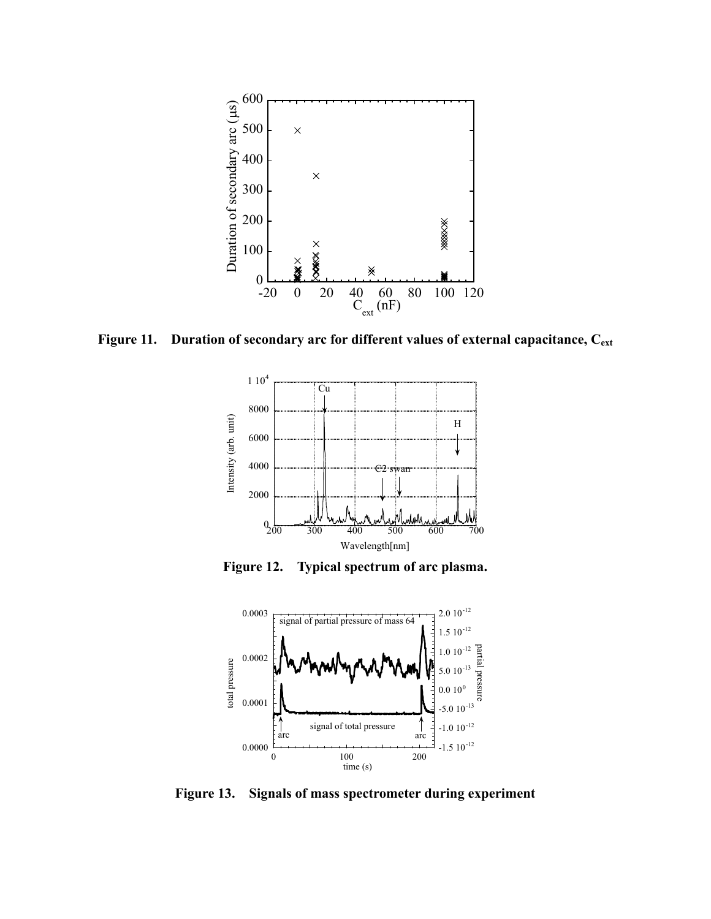**Figure 11. Duration of secondary arc for different values of external capacitance, $C_{ext}$**

**Figure 12. Typical spectrum of arc plasma.**

**Figure 13. Signals of mass spectrometer during experiment**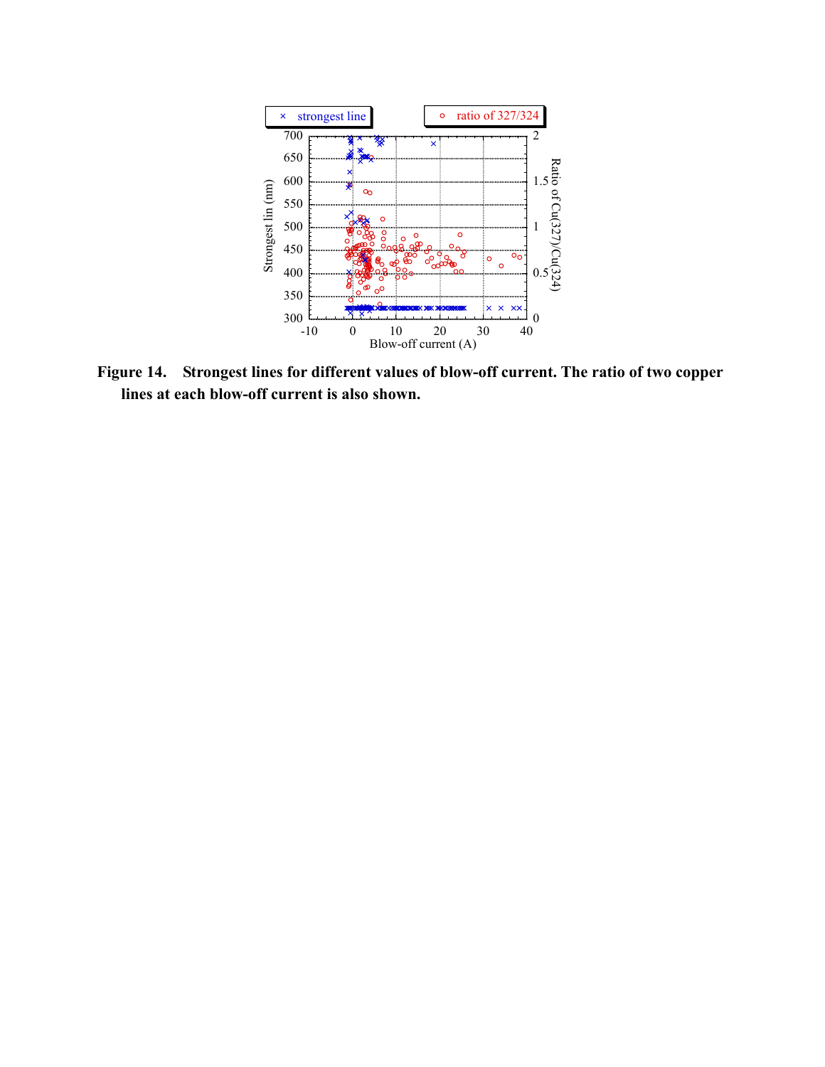**Figure 14. Strongest lines for different values of blow-off current. The ratio of two copper lines at each blow-off current is also shown.**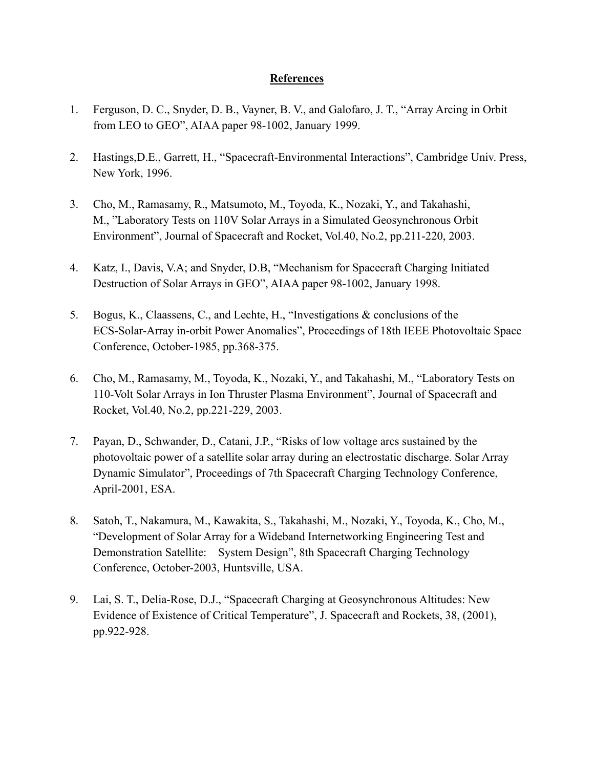## References

1. Ferguson, D. C., Snyder, D. B., Vayner, B. V., and Galofaro, J. T., "Array Arcing in Orbit from LEO to GEO", AIAA paper 98-1002, January 1999.

2. Hastings,D.E., Garrett, H., "Spacecraft-Environmental Interactions", Cambridge Univ. Press, New York, 1996.

3. Cho, M., Ramasamy, R., Matsumoto, M., Toyoda, K., Nozaki, Y., and Takahashi, M., "Laboratory Tests on 110V Solar Arrays in a Simulated Geosynchronous Orbit Environment", Journal of Spacecraft and Rocket, Vol.40, No.2, pp.211-220, 2003.

4. Katz, I., Davis, V.A; and Snyder, D.B, "Mechanism for Spacecraft Charging Initiated Destruction of Solar Arrays in GEO", AIAA paper 98-1002, January 1998.

5. Bogus, K., Claassens, C., and Lechte, H., "Investigations & conclusions of the ECS-Solar-Array in-orbit Power Anomalies", Proceedings of 18th IEEE Photovoltaic Space Conference, October-1985, pp.368-375.

6. Cho, M., Ramasamy, M., Toyoda, K., Nozaki, Y., and Takahashi, M., "Laboratory Tests on 110-Volt Solar Arrays in Ion Thruster Plasma Environment", Journal of Spacecraft and Rocket, Vol.40, No.2, pp.221-229, 2003.

7. Payan, D., Schwander, D., Catani, J.P., "Risks of low voltage arcs sustained by the photovoltaic power of a satellite solar array during an electrostatic discharge. Solar Array Dynamic Simulator", Proceedings of 7th Spacecraft Charging Technology Conference, April-2001, ESA.

8. Satoh, T., Nakamura, M., Kawakita, S., Takahashi, M., Nozaki, Y., Toyoda, K., Cho, M., "Development of Solar Array for a Wideband Internetworking Engineering Test and Demonstration Satellite: System Design", 8th Spacecraft Charging Technology Conference, October-2003, Huntsville, USA.

9. Lai, S. T., Delia-Rose, D.J., "Spacecraft Charging at Geosynchronous Altitudes: New Evidence of Existence of Critical Temperature", J. Spacecraft and Rockets, 38, (2001), pp.922-928.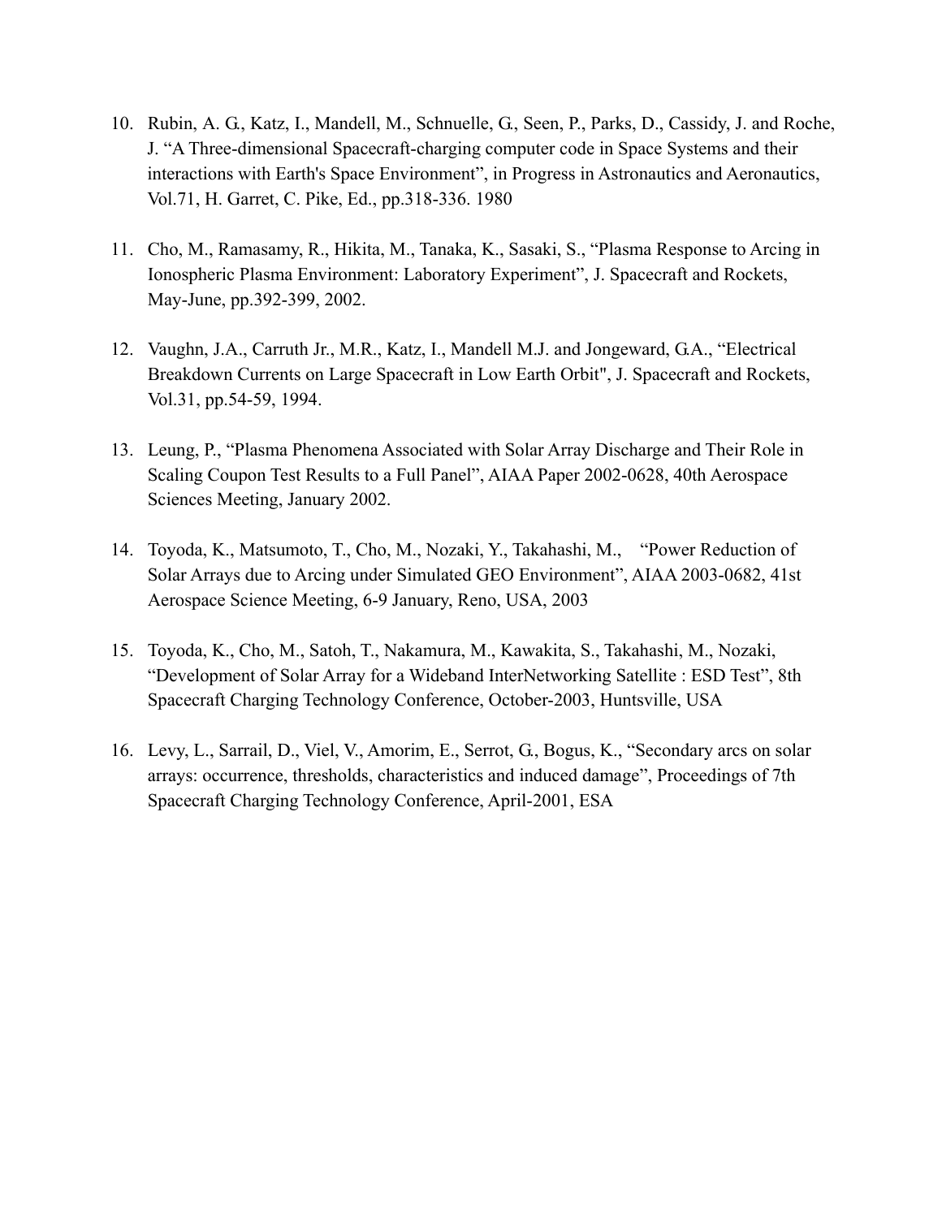10. Rubin, A. G., Katz, I., Mandell, M., Schnuelle, G., Seen, P., Parks, D., Cassidy, J. and Roche, J. "A Three-dimensional Spacecraft-charging computer code in Space Systems and their interactions with Earth's Space Environment", in Progress in Astronautics and Aeronautics, Vol.71, H. Garret, C. Pike, Ed., pp.318-336. 1980

11. Cho, M., Ramasamy, R., Hikita, M., Tanaka, K., Sasaki, S., "Plasma Response to Arcing in Ionospheric Plasma Environment: Laboratory Experiment", J. Spacecraft and Rockets, May-June, pp.392-399, 2002.

12. Vaughn, J.A., Carruth Jr., M.R., Katz, I., Mandell M.J. and Jongeward, G.A., "Electrical Breakdown Currents on Large Spacecraft in Low Earth Orbit", J. Spacecraft and Rockets, Vol.31, pp.54-59, 1994.

13. Leung, P., "Plasma Phenomena Associated with Solar Array Discharge and Their Role in Scaling Coupon Test Results to a Full Panel", AIAA Paper 2002-0628, 40th Aerospace Sciences Meeting, January 2002.

14. Toyoda, K., Matsumoto, T., Cho, M., Nozaki, Y., Takahashi, M., "Power Reduction of Solar Arrays due to Arcing under Simulated GEO Environment", AIAA 2003-0682, 41st Aerospace Science Meeting, 6-9 January, Reno, USA, 2003

15. Toyoda, K., Cho, M., Satoh, T., Nakamura, M., Kawakita, S., Takahashi, M., Nozaki, "Development of Solar Array for a Wideband InterNetworking Satellite : ESD Test", 8th Spacecraft Charging Technology Conference, October-2003, Huntsville, USA

16. Levy, L., Sarrail, D., Viel, V., Amorim, E., Serrot, G., Bogus, K., "Secondary arcs on solar arrays: occurrence, thresholds, characteristics and induced damage", Proceedings of 7th Spacecraft Charging Technology Conference, April-2001, ESA